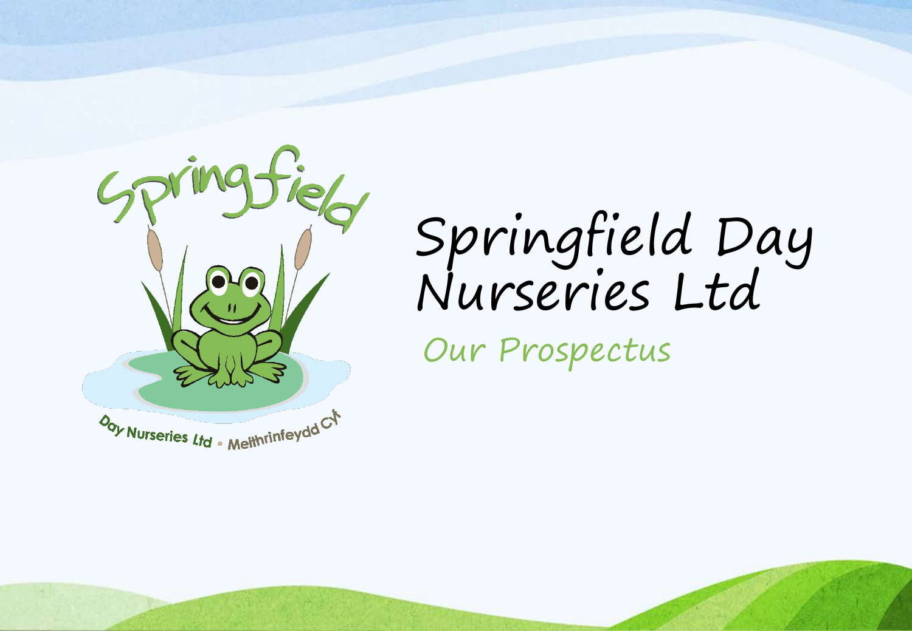# Springfield Day Nurseries Ltd

## Our Prospectus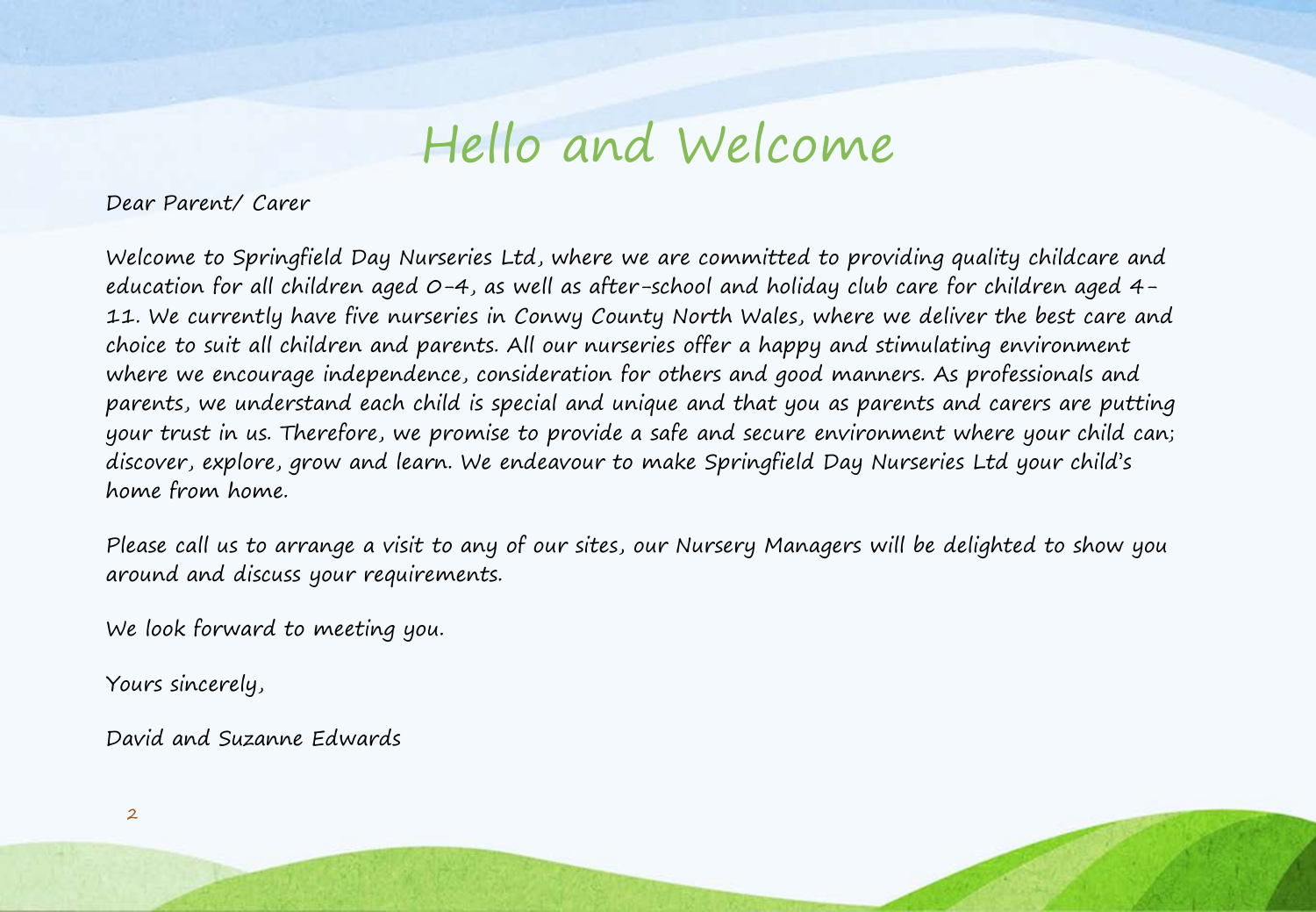# Hello and Welcome

Dear Parent/ Carer

Welcome to Springfield Day Nurseries Ltd, where we are committed to providing quality childcare and education for all children aged 0-4, as well as after-school and holiday club care for children aged 4-11. We currently have five nurseries in Conwy County North Wales, where we deliver the best care and choice to suit all children and parents. All our nurseries offer a happy and stimulating environment where we encourage independence, consideration for others and good manners. As professionals and parents, we understand each child is special and unique and that you as parents and carers are putting your trust in us. Therefore, we promise to provide a safe and secure environment where your child can; discover, explore, grow and learn. We endeavour to make Springfield Day Nurseries Ltd your child's home from home.

Please call us to arrange a visit to any of our sites, our Nursery Managers will be delighted to show you around and discuss your requirements.

We look forward to meeting you.

Yours sincerely,

David and Suzanne Edwards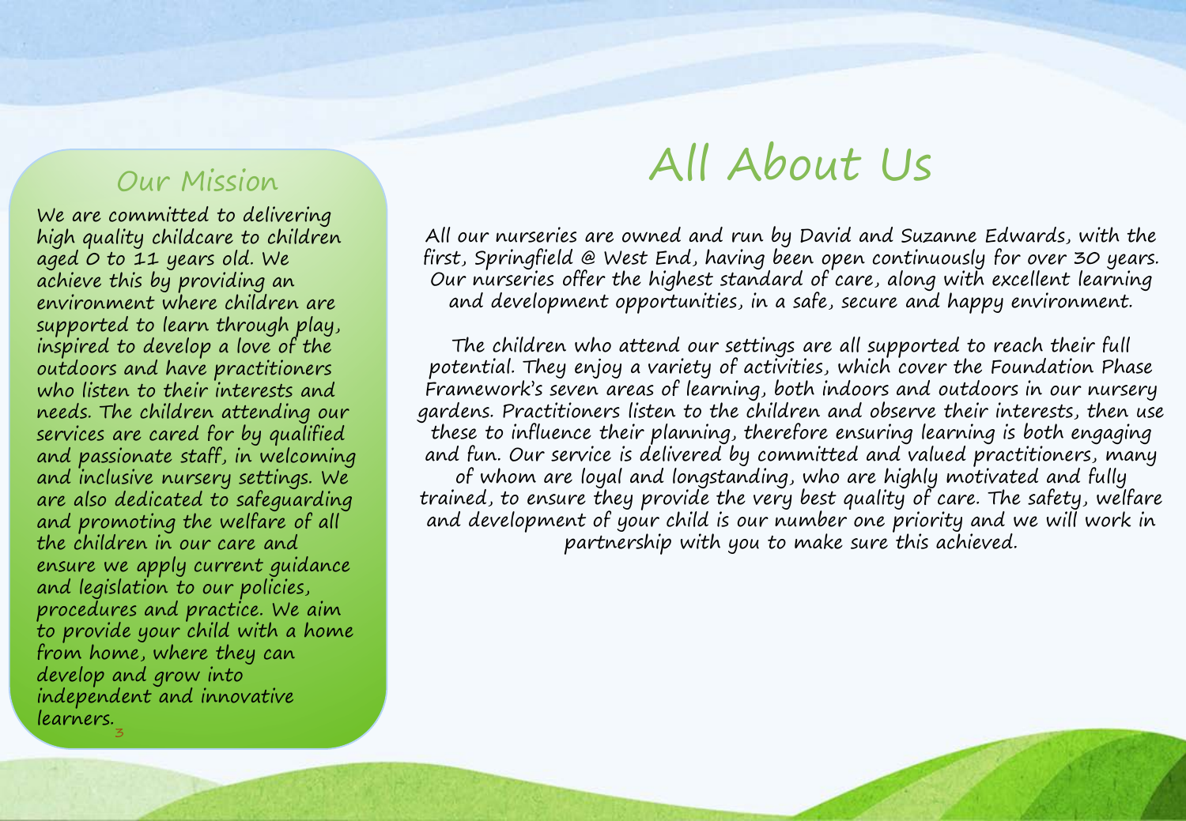# All About Us

All our nurseries are owned and run by David and Suzanne Edwards, with the first, Springfield @ West End, having been open continuously for over 30 years. Our nurseries offer the highest standard of care, along with excellent learning and development opportunities, in a safe, secure and happy environment.

The children who attend our settings are all supported to reach their full potential. They enjoy a variety of activities, which cover the Foundation Phase Framework's seven areas of learning, both indoors and outdoors in our nursery gardens. Practitioners listen to the children and observe their interests, then use these to influence their planning, therefore ensuring learning is both engaging and fun. Our service is delivered by committed and valued practitioners, many of whom are loyal and longstanding, who are highly motivated and fully trained, to ensure they provide the very best quality of care. The safety, welfare and development of your child is our number one priority and we will work in partnership with you to make sure this achieved.

## Our Mission

We are committed to delivering high quality childcare to children aged 0 to 11 years old. We achieve this by providing an environment where children are supported to learn through play, inspired to develop a love of the outdoors and have practitioners who listen to their interests and needs. The children attending our services are cared for by qualified and passionate staff, in welcoming and inclusive nursery settings. We are also dedicated to safeguarding and promoting the welfare of all the children in our care and ensure we apply current guidance and legislation to our policies, procedures and practice. We aim to provide your child with a home from home, where they can develop and grow into independent and innovative learners.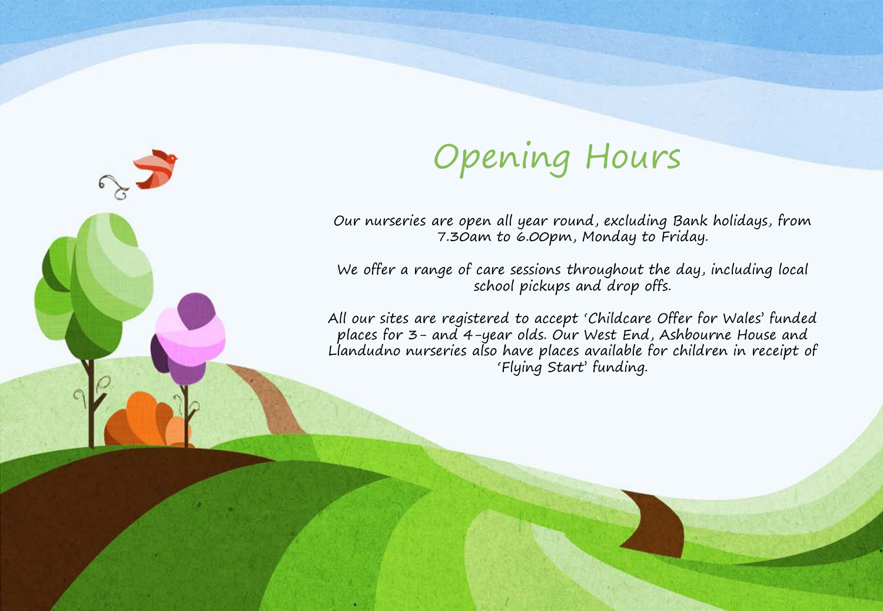# Opening Hours

Our nurseries are open all year round, excluding Bank holidays, from 7.30am to 6.00pm, Monday to Friday.

We offer a range of care sessions throughout the day, including local school pickups and drop offs.

All our sites are registered to accept 'Childcare Offer for Wales' funded places for 3- and 4-year olds. Our West End, Ashbourne House and Llandudno nurseries also have places available for children in receipt of 'Flying Start' funding.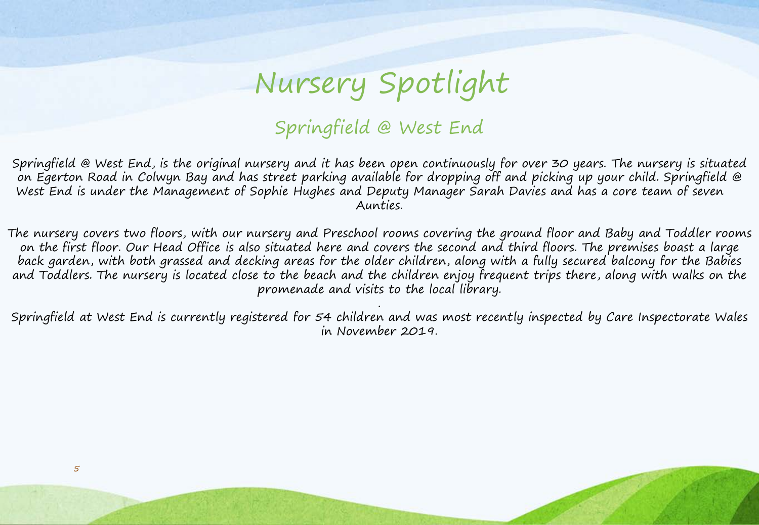# Nursery Spotlight

## Springfield @ West End

Springfield @ West End, is the original nursery and it has been open continuously for over 30 years. The nursery is situated on Egerton Road in Colwyn Bay and has street parking available for dropping off and picking up your child. Springfield @ West End is under the Management of Sophie Hughes and Deputy Manager Sarah Davies and has a core team of seven Aunties.

The nursery covers two floors, with our nursery and Preschool rooms covering the ground floor and Baby and Toddler rooms on the first floor. Our Head Office is also situated here and covers the second and third floors. The premises boast a large back garden, with both grassed and decking areas for the older children, along with a fully secured balcony for the Babies and Toddlers. The nursery is located close to the beach and the children enjoy frequent trips there, along with walks on the promenade and visits to the local library.

Springfield at West End is currently registered for 54 children and was most recently inspected by Care Inspectorate Wales in November 2019.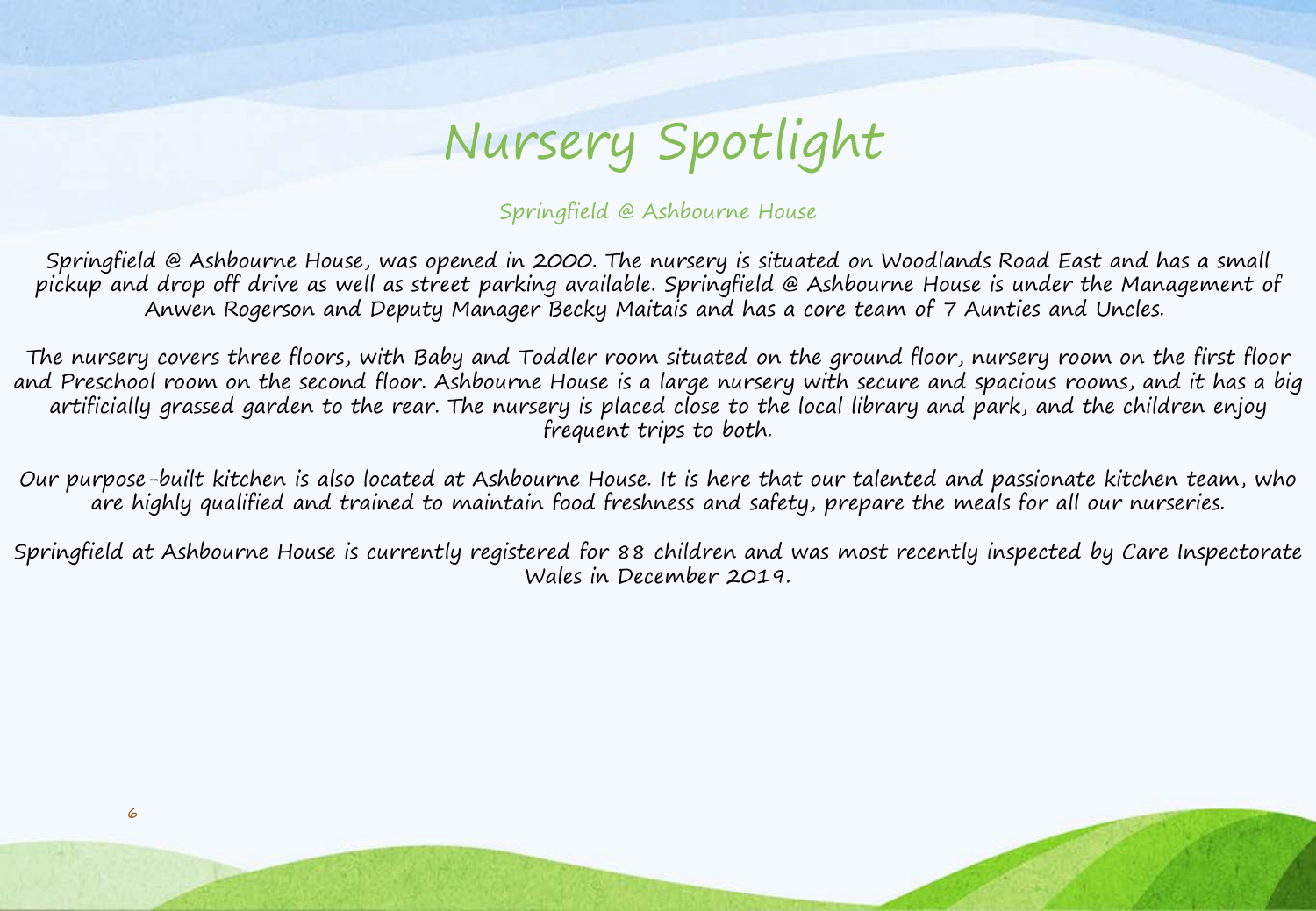# Nursery Spotlight

## Springfield @ Ashbourne House

Springfield @ Ashbourne House, was opened in 2000. The nursery is situated on Woodlands Road East and has a small pickup and drop off drive as well as street parking available. Springfield @ Ashbourne House is under the Management of Anwen Rogerson and Deputy Manager Becky Maitais and has a core team of 7 Aunties and Uncles.

The nursery covers three floors, with Baby and Toddler room situated on the ground floor, nursery room on the first floor and Preschool room on the second floor. Ashbourne House is a large nursery with secure and spacious rooms, and it has a big artificially grassed garden to the rear. The nursery is placed close to the local library and park, and the children enjoy frequent trips to both.

Our purpose-built kitchen is also located at Ashbourne House. It is here that our talented and passionate kitchen team, who are highly qualified and trained to maintain food freshness and safety, prepare the meals for all our nurseries.

Springfield at Ashbourne House is currently registered for 88 children and was most recently inspected by Care Inspectorate Wales in December 2019.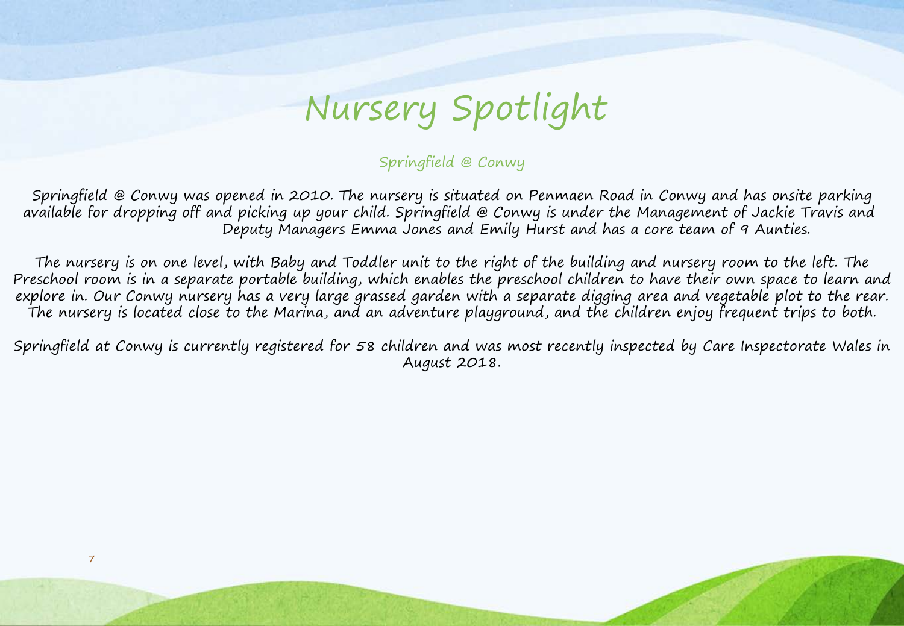# Nursery Spotlight

## Springfield @ Conwy

Springfield @ Conwy was opened in 2010. The nursery is situated on Penmaen Road in Conwy and has onsite parking available for dropping off and picking up your child. Springfield @ Conwy is under the Management of Jackie Travis and Deputy Managers Emma Jones and Emily Hurst and has a core team of 9 Aunties.

The nursery is on one level, with Baby and Toddler unit to the right of the building and nursery room to the left. The Preschool room is in a separate portable building, which enables the preschool children to have their own space to learn and explore in. Our Conwy nursery has a very large grassed garden with a separate digging area and vegetable plot to the rear. The nursery is located close to the Marina, and an adventure playground, and the children enjoy frequent trips to both.

Springfield at Conwy is currently registered for 58 children and was most recently inspected by Care Inspectorate Wales in August 2018.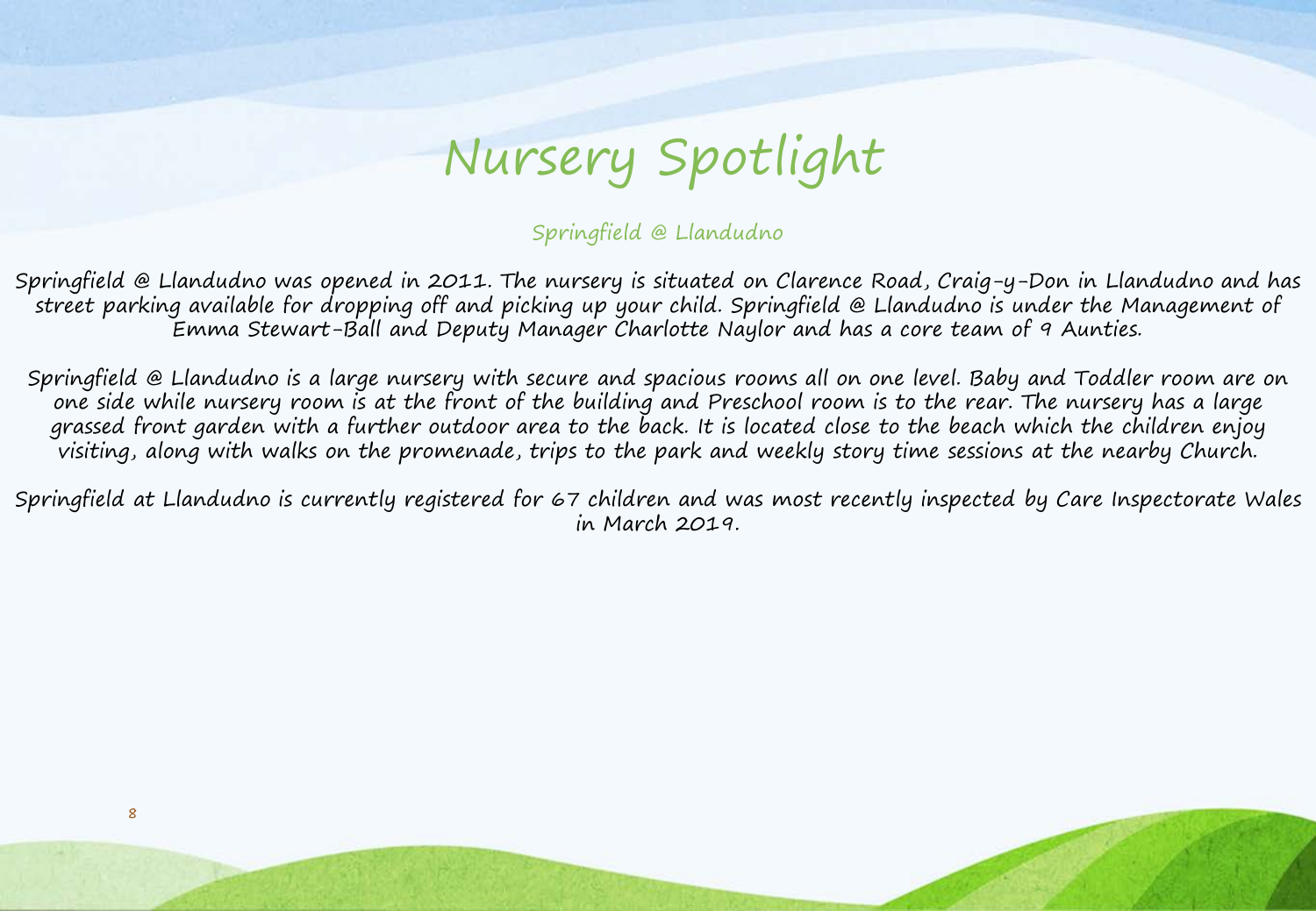# Nursery Spotlight

## Springfield @ Llandudno

Springfield @ Llandudno was opened in 2011. The nursery is situated on Clarence Road, Craig-y-Don in Llandudno and has street parking available for dropping off and picking up your child. Springfield @ Llandudno is under the Management of Emma Stewart-Ball and Deputy Manager Charlotte Naylor and has a core team of 9 Aunties.

Springfield @ Llandudno is a large nursery with secure and spacious rooms all on one level. Baby and Toddler room are on one side while nursery room is at the front of the building and Preschool room is to the rear. The nursery has a large grassed front garden with a further outdoor area to the back. It is located close to the beach which the children enjoy visiting, along with walks on the promenade, trips to the park and weekly story time sessions at the nearby Church.

Springfield at Llandudno is currently registered for 67 children and was most recently inspected by Care Inspectorate Wales in March 2019.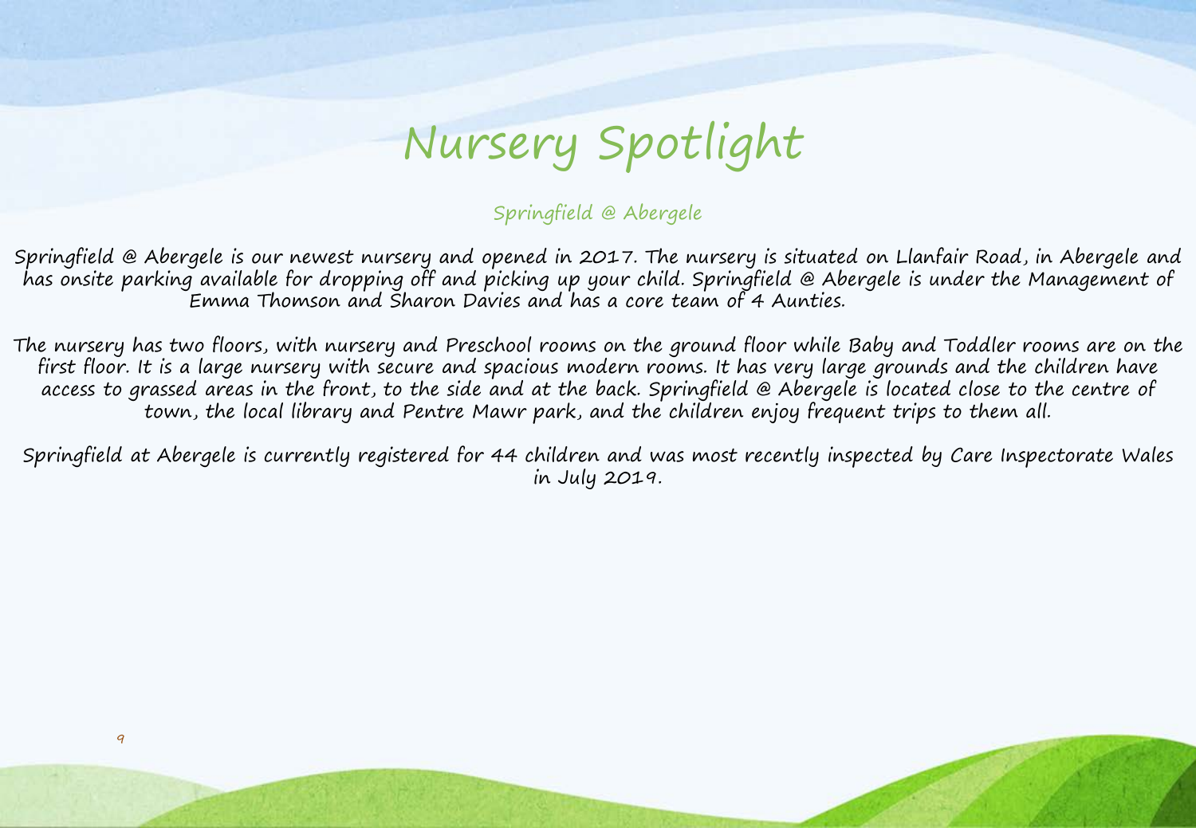# Nursery Spotlight

## Springfield @ Abergele

Springfield @ Abergele is our newest nursery and opened in 2017. The nursery is situated on Llanfair Road, in Abergele and has onsite parking available for dropping off and picking up your child. Springfield @ Abergele is under the Management of Emma Thomson and Sharon Davies and has a core team of 4 Aunties.

The nursery has two floors, with nursery and Preschool rooms on the ground floor while Baby and Toddler rooms are on the first floor. It is a large nursery with secure and spacious modern rooms. It has very large grounds and the children have access to grassed areas in the front, to the side and at the back. Springfield @ Abergele is located close to the centre of town, the local library and Pentre Mawr park, and the children enjoy frequent trips to them all.

Springfield at Abergele is currently registered for 44 children and was most recently inspected by Care Inspectorate Wales in July 2019.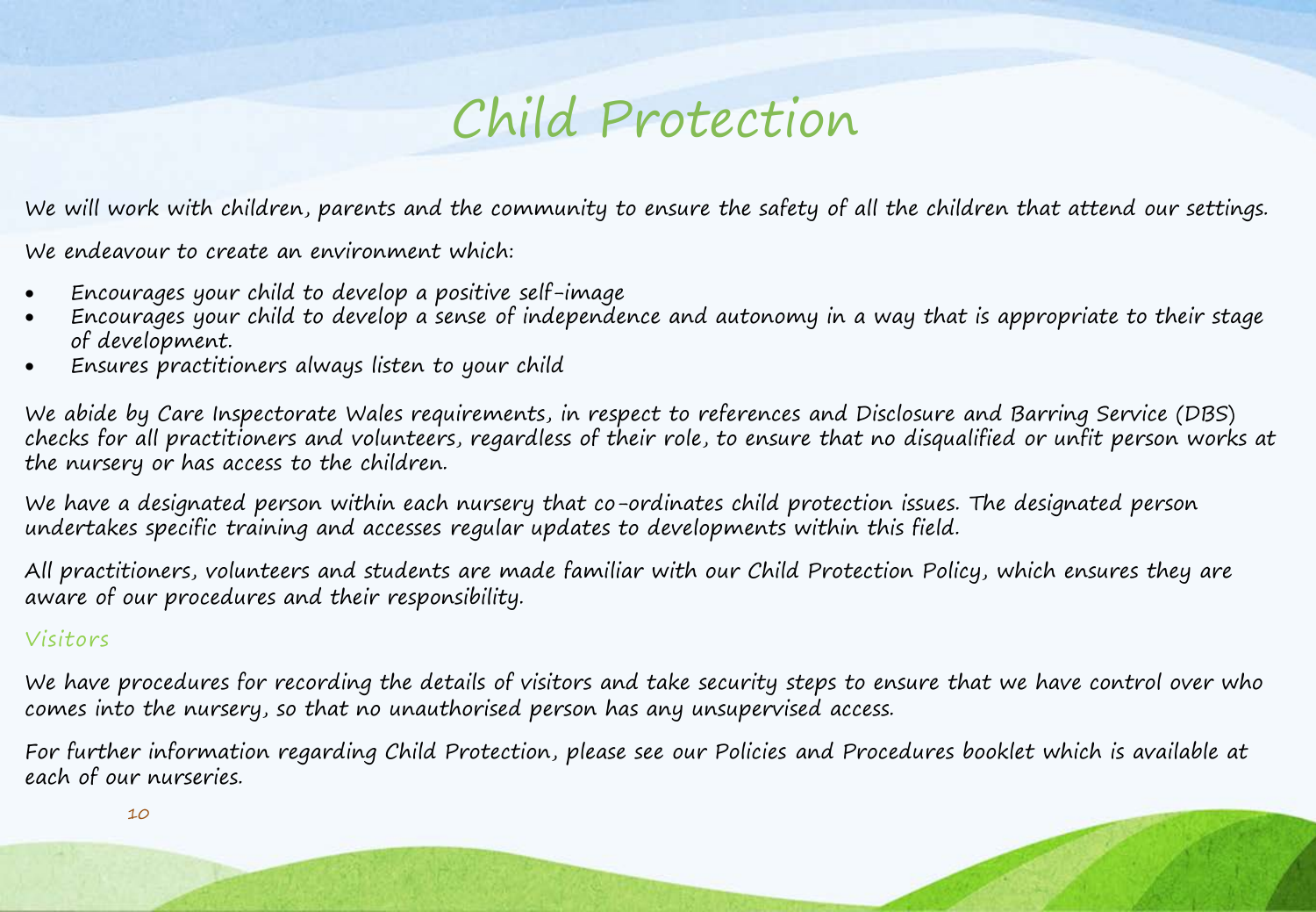# Child Protection

We will work with children, parents and the community to ensure the safety of all the children that attend our settings.

We endeavour to create an environment which:

- Encourages your child to develop a positive self-image
- Encourages your child to develop a sense of independence and autonomy in a way that is appropriate to their stage of development.
- Ensures practitioners always listen to your child

We abide by Care Inspectorate Wales requirements, in respect to references and Disclosure and Barring Service (DBS) checks for all practitioners and volunteers, regardless of their role, to ensure that no disqualified or unfit person works at the nursery or has access to the children.

We have a designated person within each nursery that co-ordinates child protection issues. The designated person undertakes specific training and accesses regular updates to developments within this field.

All practitioners, volunteers and students are made familiar with our Child Protection Policy, which ensures they are aware of our procedures and their responsibility.

## Visitors

We have procedures for recording the details of visitors and take security steps to ensure that we have control over who comes into the nursery, so that no unauthorised person has any unsupervised access.

For further information regarding Child Protection, please see our Policies and Procedures booklet which is available at each of our nurseries.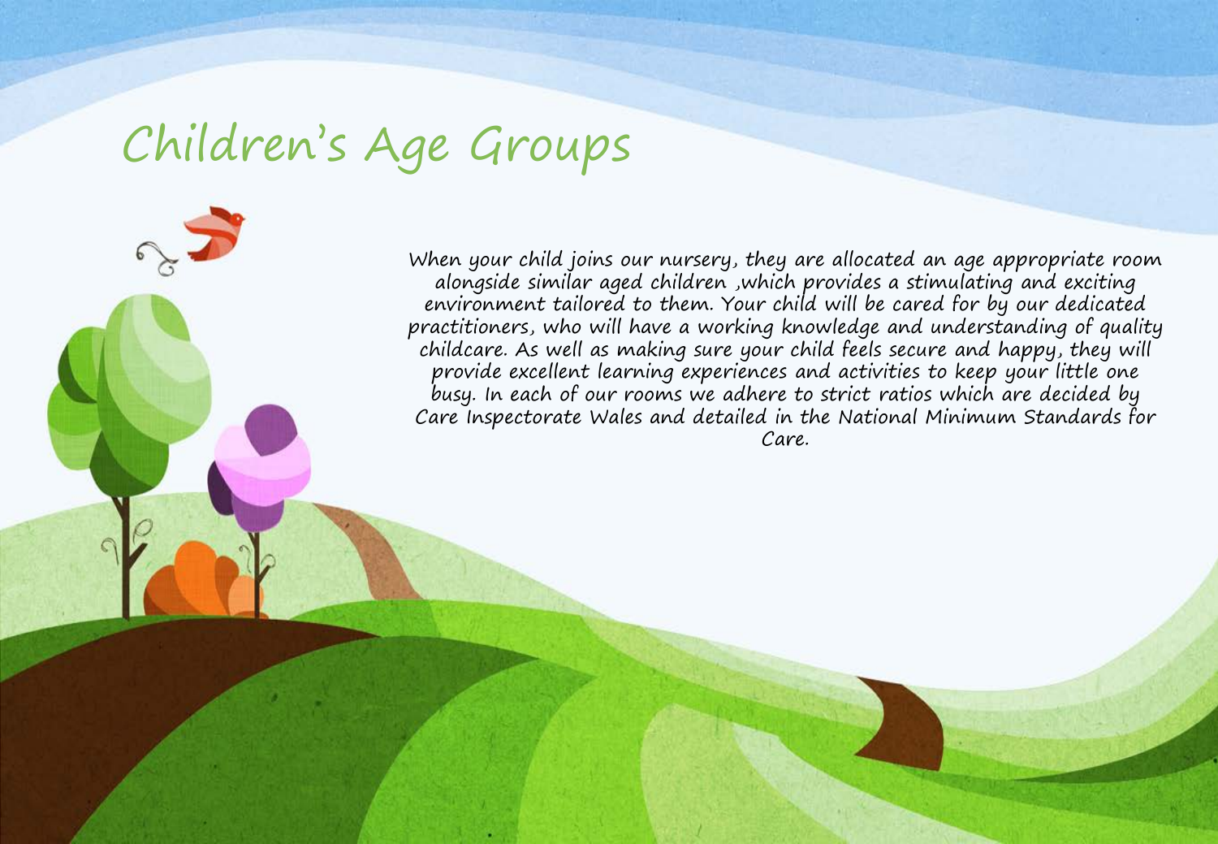# Children's Age Groups

When your child joins our nursery, they are allocated an age appropriate room alongside similar aged children ,which provides a stimulating and exciting environment tailored to them. Your child will be cared for by our dedicated practitioners, who will have a working knowledge and understanding of quality childcare. As well as making sure your child feels secure and happy, they will provide excellent learning experiences and activities to keep your little one busy. In each of our rooms we adhere to strict ratios which are decided by Care Inspectorate Wales and detailed in the National Minimum Standards for Care.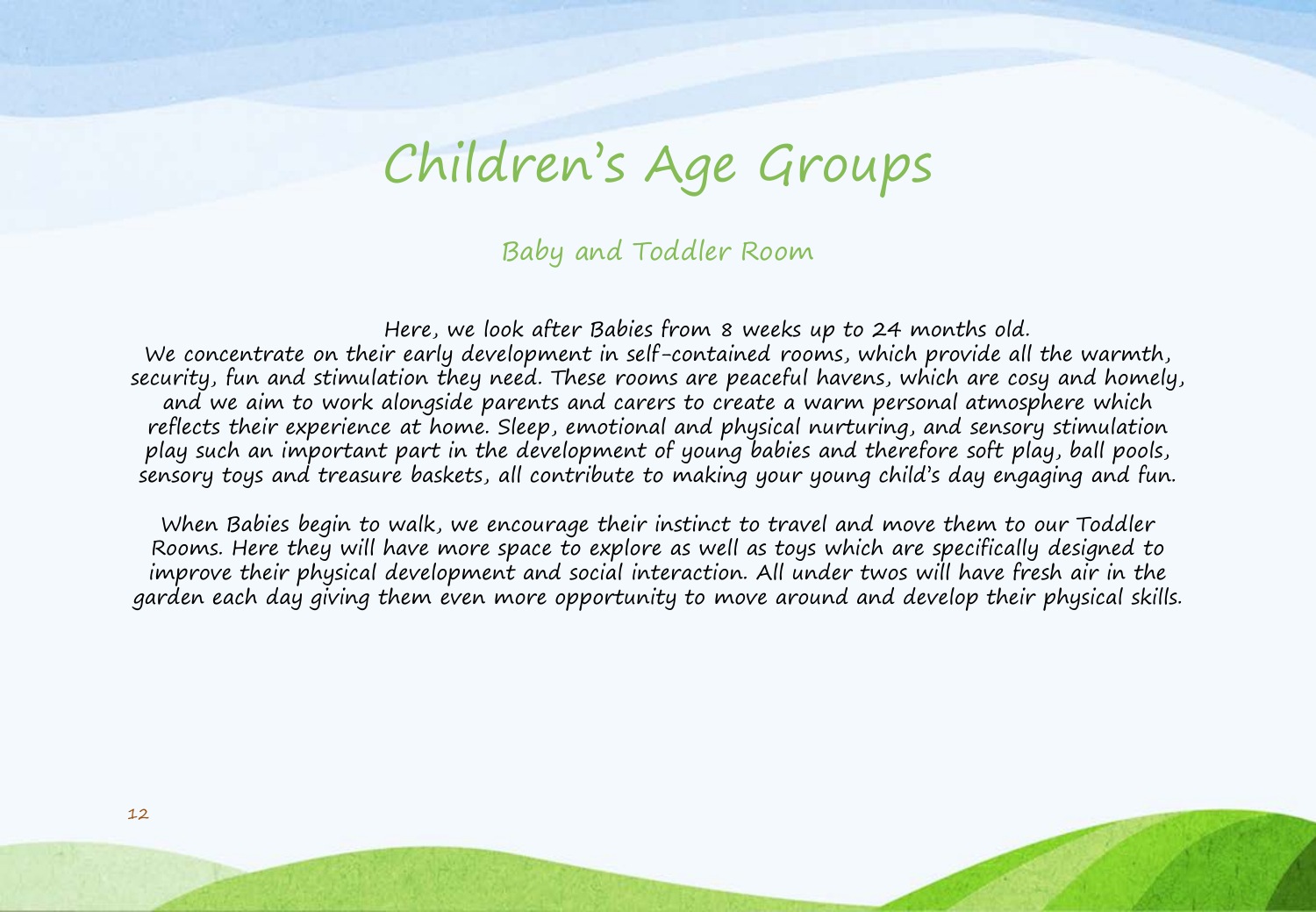# Children's Age Groups

## Baby and Toddler Room

Here, we look after Babies from 8 weeks up to 24 months old.
We concentrate on their early development in self-contained rooms, which provide all the warmth, security, fun and stimulation they need. These rooms are peaceful havens, which are cosy and homely, and we aim to work alongside parents and carers to create a warm personal atmosphere which reflects their experience at home. Sleep, emotional and physical nurturing, and sensory stimulation play such an important part in the development of young babies and therefore soft play, ball pools, sensory toys and treasure baskets, all contribute to making your young child's day engaging and fun.

When Babies begin to walk, we encourage their instinct to travel and move them to our Toddler Rooms. Here they will have more space to explore as well as toys which are specifically designed to improve their physical development and social interaction. All under twos will have fresh air in the garden each day giving them even more opportunity to move around and develop their physical skills.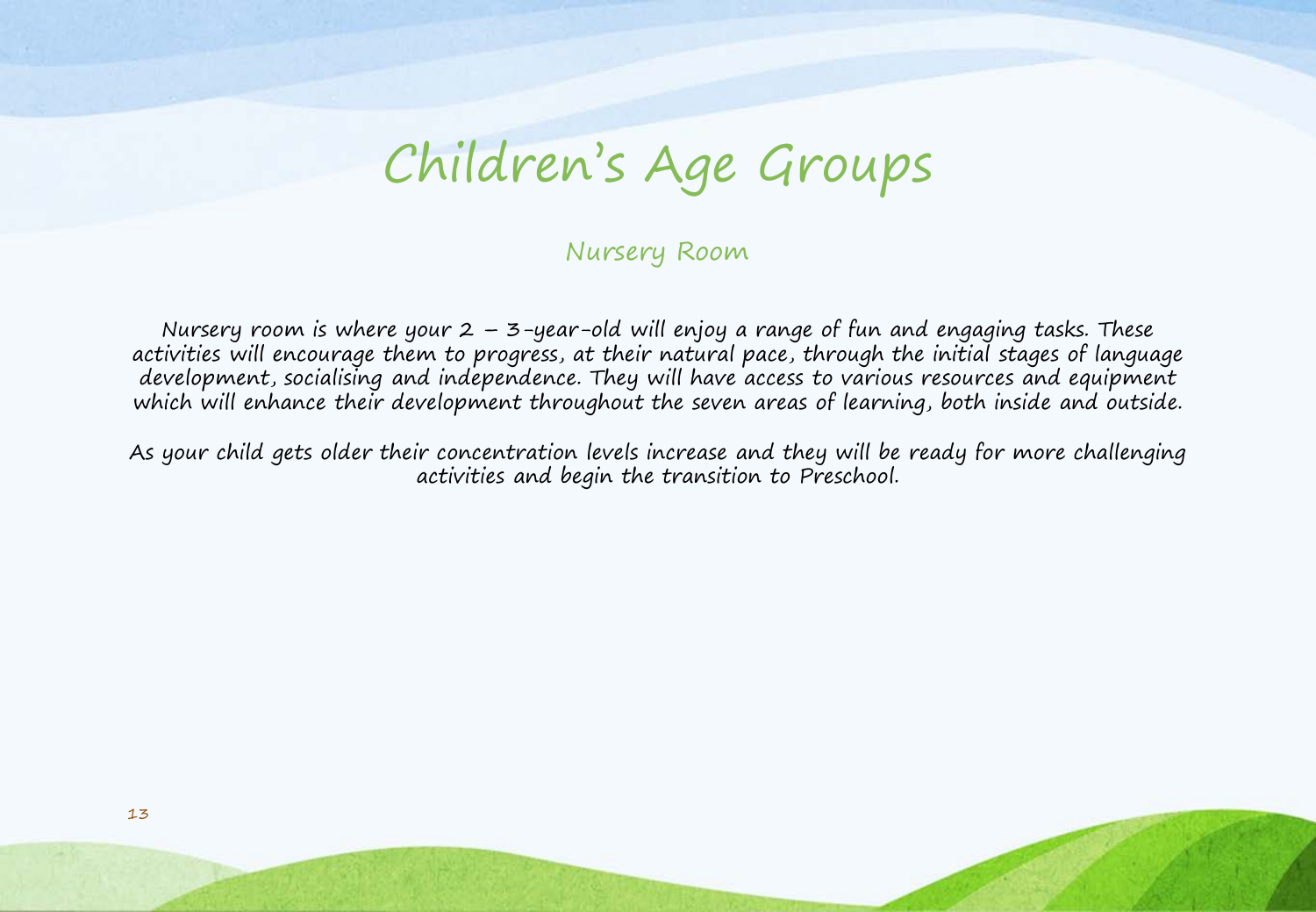# Children's Age Groups

## Nursery Room

Nursery room is where your 2 – 3-year-old will enjoy a range of fun and engaging tasks. These activities will encourage them to progress, at their natural pace, through the initial stages of language development, socialising and independence. They will have access to various resources and equipment which will enhance their development throughout the seven areas of learning, both inside and outside.

As your child gets older their concentration levels increase and they will be ready for more challenging activities and begin the transition to Preschool.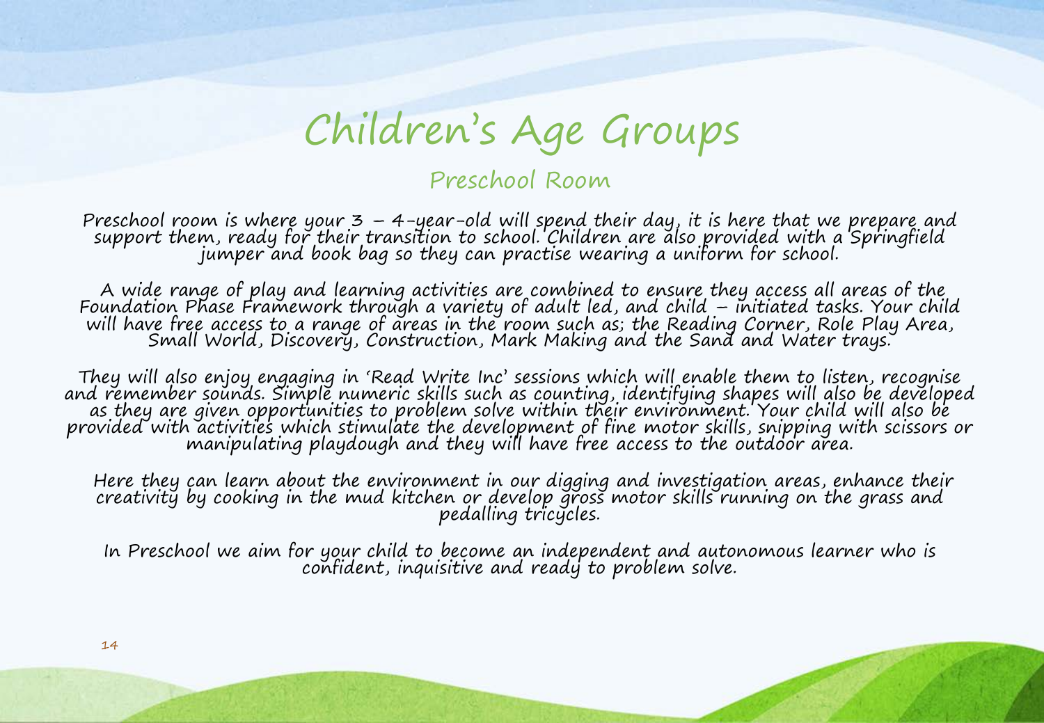# Children's Age Groups

## Preschool Room

Preschool room is where your 3 – 4-year-old will spend their day, it is here that we prepare and support them, ready for their transition to school. Children are also provided with a Springfield jumper and book bag so they can practise wearing a uniform for school.

A wide range of play and learning activities are combined to ensure they access all areas of the Foundation Phase Framework through a variety of adult led, and child – initiated tasks. Your child will have free access to a range of areas in the room such as; the Reading Corner, Role Play Area, Small World, Discovery, Construction, Mark Making and the Sand and Water trays.

They will also enjoy engaging in 'Read Write Inc' sessions which will enable them to listen, recognise and remember sounds. Simple numeric skills such as counting, identifying shapes will also be developed as they are given opportunities to problem solve within their environment. Your child will also be provided with activities which stimulate the development of fine motor skills, snipping with scissors or manipulating playdough and they will have free access to the outdoor area.

Here they can learn about the environment in our digging and investigation areas, enhance their creativity by cooking in the mud kitchen or develop gross motor skills running on the grass and pedalling tricycles.

In Preschool we aim for your child to become an independent and autonomous learner who is confident, inquisitive and ready to problem solve.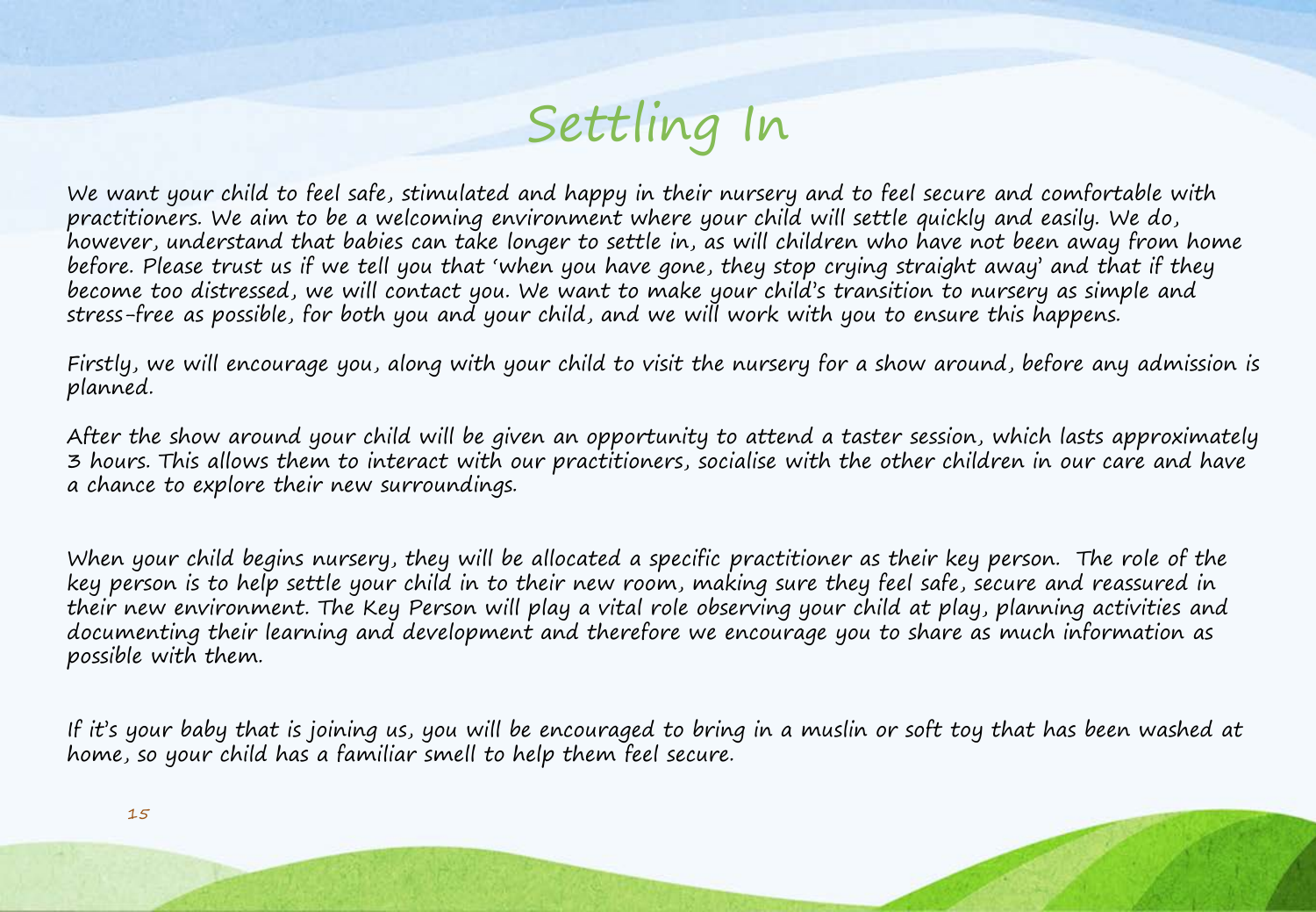# Settling In

We want your child to feel safe, stimulated and happy in their nursery and to feel secure and comfortable with practitioners. We aim to be a welcoming environment where your child will settle quickly and easily. We do, however, understand that babies can take longer to settle in, as will children who have not been away from home before. Please trust us if we tell you that 'when you have gone, they stop crying straight away' and that if they become too distressed, we will contact you. We want to make your child's transition to nursery as simple and stress-free as possible, for both you and your child, and we will work with you to ensure this happens.

Firstly, we will encourage you, along with your child to visit the nursery for a show around, before any admission is planned.

After the show around your child will be given an opportunity to attend a taster session, which lasts approximately 3 hours. This allows them to interact with our practitioners, socialise with the other children in our care and have a chance to explore their new surroundings.

When your child begins nursery, they will be allocated a specific practitioner as their key person. The role of the key person is to help settle your child in to their new room, making sure they feel safe, secure and reassured in their new environment. The Key Person will play a vital role observing your child at play, planning activities and documenting their learning and development and therefore we encourage you to share as much information as possible with them.

If it's your baby that is joining us, you will be encouraged to bring in a muslin or soft toy that has been washed at home, so your child has a familiar smell to help them feel secure.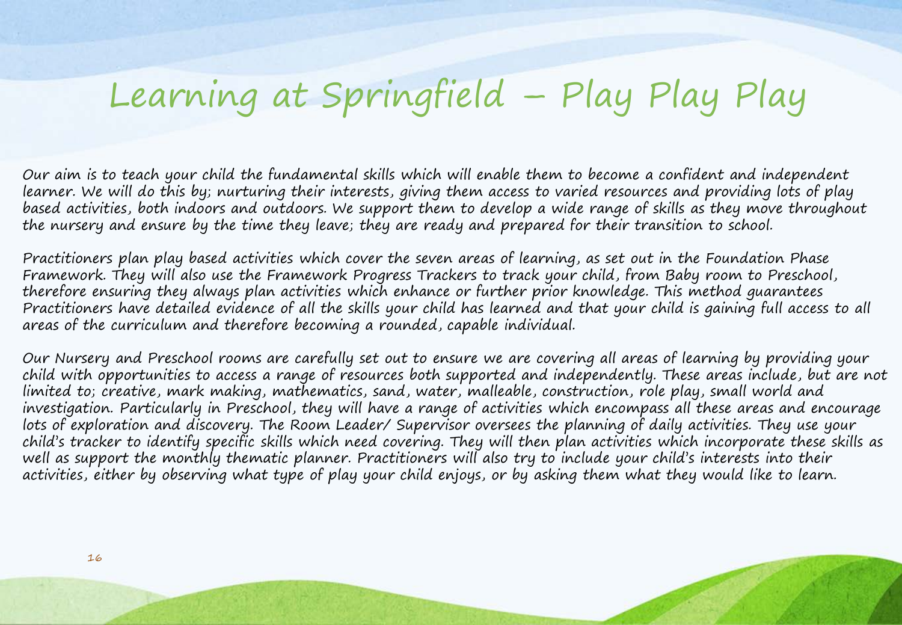# Learning at Springfield – Play Play Play

Our aim is to teach your child the fundamental skills which will enable them to become a confident and independent learner. We will do this by; nurturing their interests, giving them access to varied resources and providing lots of play based activities, both indoors and outdoors. We support them to develop a wide range of skills as they move throughout the nursery and ensure by the time they leave; they are ready and prepared for their transition to school.

Practitioners plan play based activities which cover the seven areas of learning, as set out in the Foundation Phase Framework. They will also use the Framework Progress Trackers to track your child, from Baby room to Preschool, therefore ensuring they always plan activities which enhance or further prior knowledge. This method guarantees Practitioners have detailed evidence of all the skills your child has learned and that your child is gaining full access to all areas of the curriculum and therefore becoming a rounded, capable individual.

Our Nursery and Preschool rooms are carefully set out to ensure we are covering all areas of learning by providing your child with opportunities to access a range of resources both supported and independently. These areas include, but are not limited to; creative, mark making, mathematics, sand, water, malleable, construction, role play, small world and investigation. Particularly in Preschool, they will have a range of activities which encompass all these areas and encourage lots of exploration and discovery. The Room Leader/ Supervisor oversees the planning of daily activities. They use your child's tracker to identify specific skills which need covering. They will then plan activities which incorporate these skills as well as support the monthly thematic planner. Practitioners will also try to include your child's interests into their activities, either by observing what type of play your child enjoys, or by asking them what they would like to learn.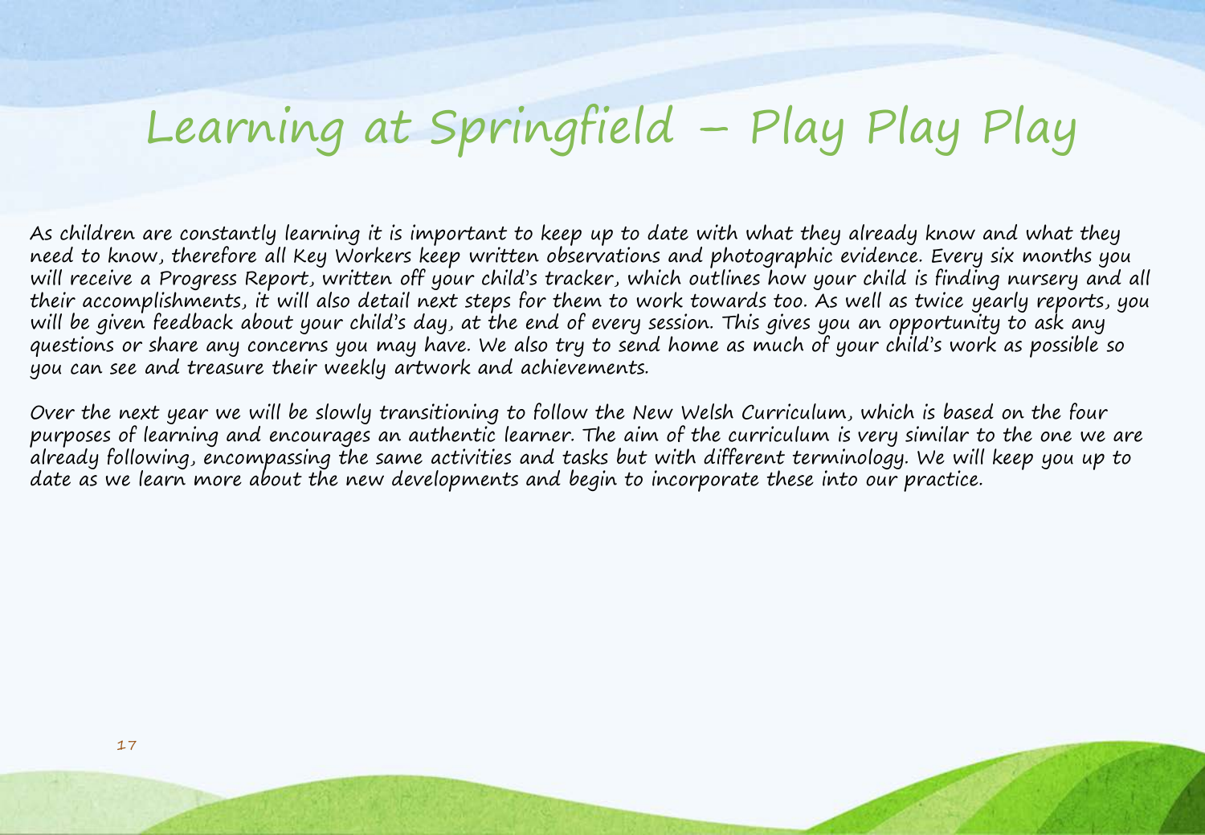# Learning at Springfield – Play Play Play

As children are constantly learning it is important to keep up to date with what they already know and what they need to know, therefore all Key Workers keep written observations and photographic evidence. Every six months you will receive a Progress Report, written off your child's tracker, which outlines how your child is finding nursery and all their accomplishments, it will also detail next steps for them to work towards too. As well as twice yearly reports, you will be given feedback about your child's day, at the end of every session. This gives you an opportunity to ask any questions or share any concerns you may have. We also try to send home as much of your child's work as possible so you can see and treasure their weekly artwork and achievements.

Over the next year we will be slowly transitioning to follow the New Welsh Curriculum, which is based on the four purposes of learning and encourages an authentic learner. The aim of the curriculum is very similar to the one we are already following, encompassing the same activities and tasks but with different terminology. We will keep you up to date as we learn more about the new developments and begin to incorporate these into our practice.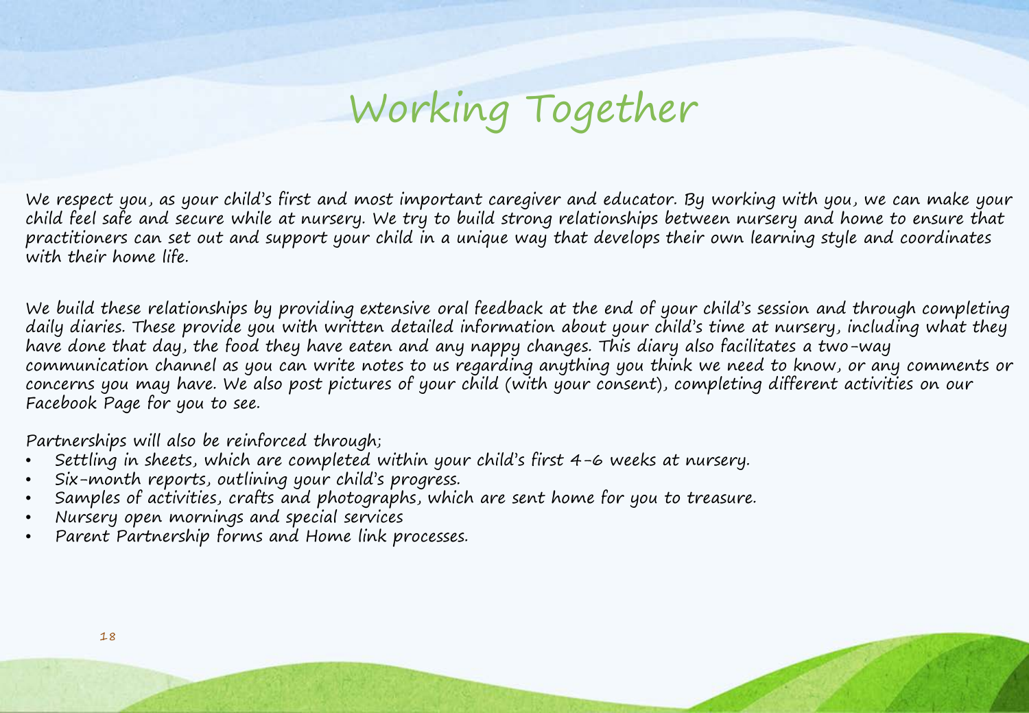# Working Together

We respect you, as your child's first and most important caregiver and educator. By working with you, we can make your child feel safe and secure while at nursery. We try to build strong relationships between nursery and home to ensure that practitioners can set out and support your child in a unique way that develops their own learning style and coordinates with their home life.

We build these relationships by providing extensive oral feedback at the end of your child's session and through completing daily diaries. These provide you with written detailed information about your child's time at nursery, including what they have done that day, the food they have eaten and any nappy changes. This diary also facilitates a two-way communication channel as you can write notes to us regarding anything you think we need to know, or any comments or concerns you may have. We also post pictures of your child (with your consent), completing different activities on our Facebook Page for you to see.

Partnerships will also be reinforced through;

- Settling in sheets, which are completed within your child's first 4-6 weeks at nursery.
- Six-month reports, outlining your child's progress.
- Samples of activities, crafts and photographs, which are sent home for you to treasure.
- Nursery open mornings and special services
- Parent Partnership forms and Home link processes.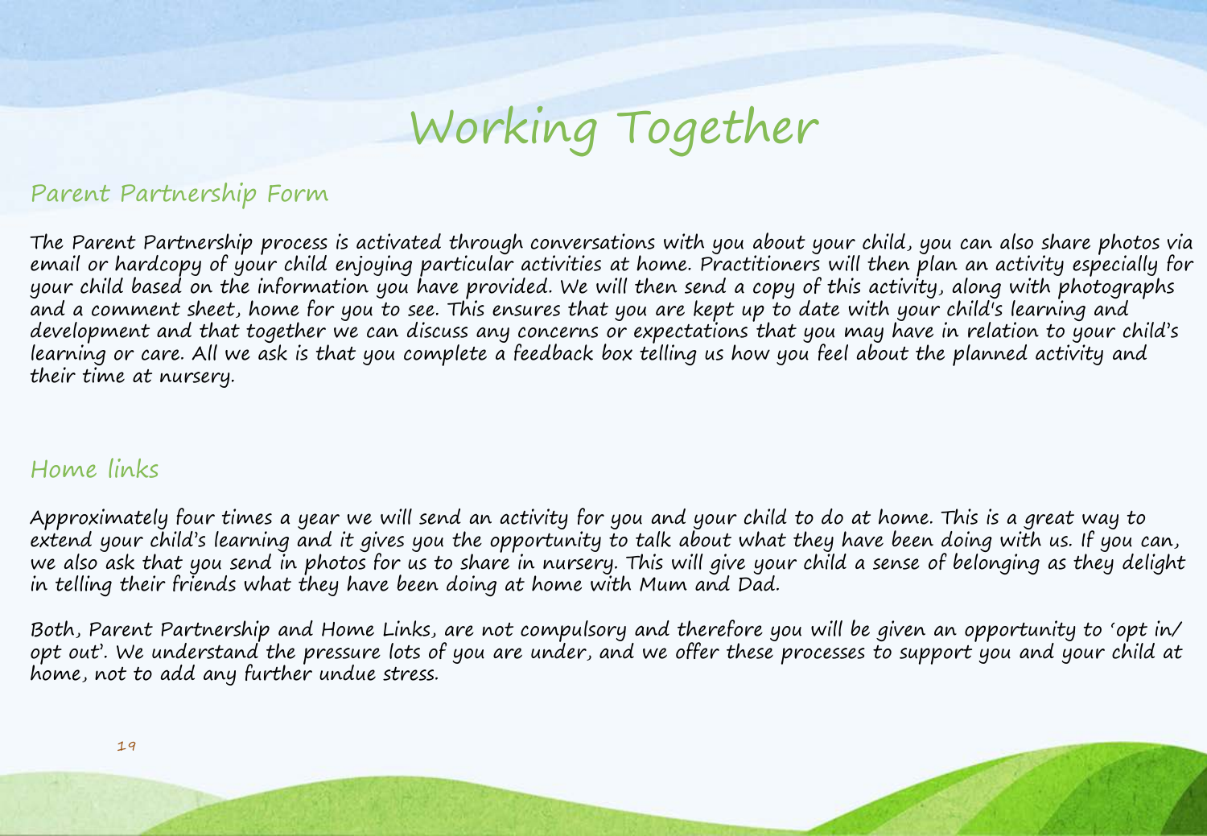# Working Together

## Parent Partnership Form

The Parent Partnership process is activated through conversations with you about your child, you can also share photos via email or hardcopy of your child enjoying particular activities at home. Practitioners will then plan an activity especially for your child based on the information you have provided. We will then send a copy of this activity, along with photographs and a comment sheet, home for you to see. This ensures that you are kept up to date with your child's learning and development and that together we can discuss any concerns or expectations that you may have in relation to your child's learning or care. All we ask is that you complete a feedback box telling us how you feel about the planned activity and their time at nursery.

## Home links

Approximately four times a year we will send an activity for you and your child to do at home. This is a great way to extend your child's learning and it gives you the opportunity to talk about what they have been doing with us. If you can, we also ask that you send in photos for us to share in nursery. This will give your child a sense of belonging as they delight in telling their friends what they have been doing at home with Mum and Dad.

Both, Parent Partnership and Home Links, are not compulsory and therefore you will be given an opportunity to 'opt in/ opt out'. We understand the pressure lots of you are under, and we offer these processes to support you and your child at home, not to add any further undue stress.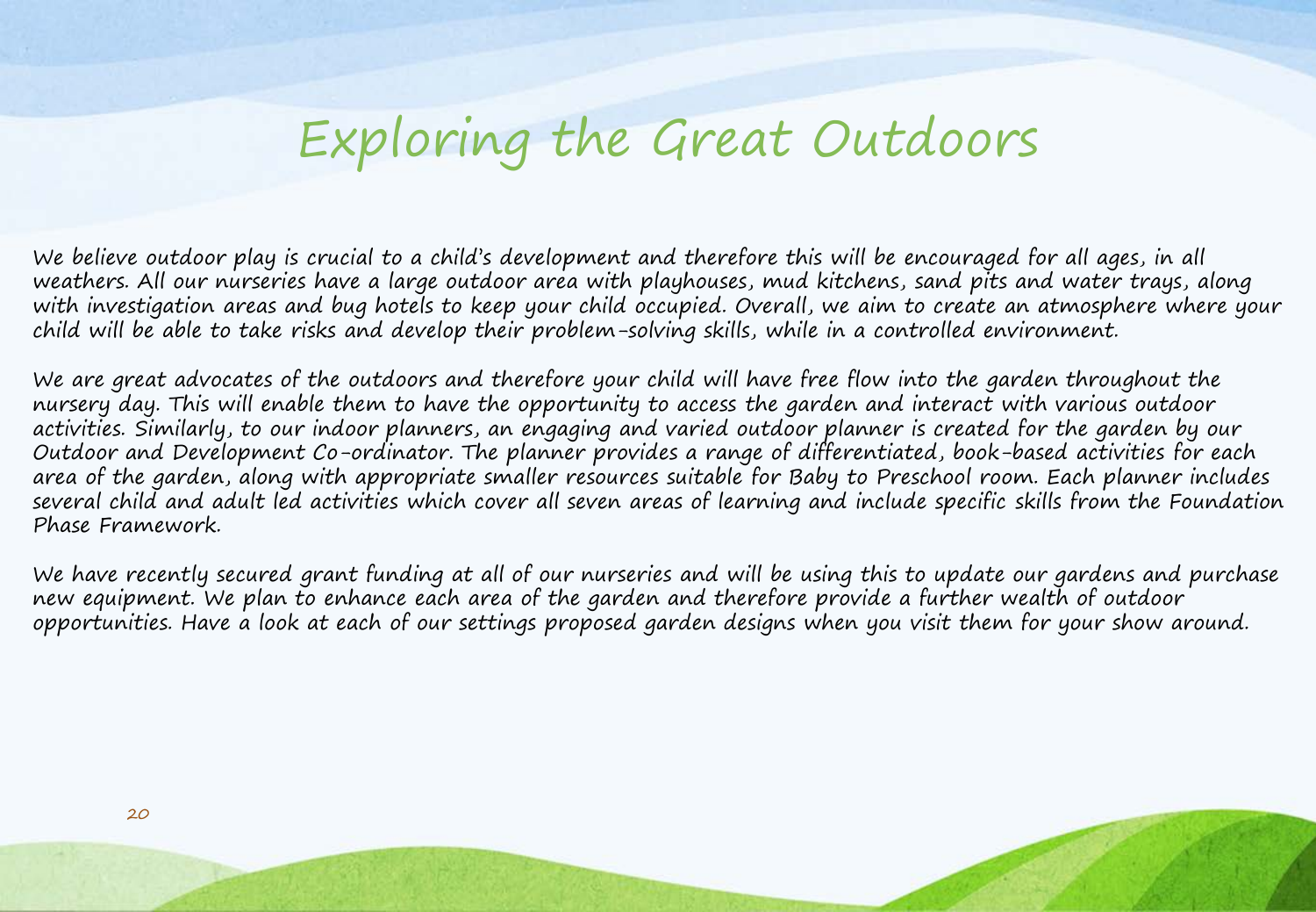# Exploring the Great Outdoors

We believe outdoor play is crucial to a child's development and therefore this will be encouraged for all ages, in all weathers. All our nurseries have a large outdoor area with playhouses, mud kitchens, sand pits and water trays, along with investigation areas and bug hotels to keep your child occupied. Overall, we aim to create an atmosphere where your child will be able to take risks and develop their problem-solving skills, while in a controlled environment.

We are great advocates of the outdoors and therefore your child will have free flow into the garden throughout the nursery day. This will enable them to have the opportunity to access the garden and interact with various outdoor activities. Similarly, to our indoor planners, an engaging and varied outdoor planner is created for the garden by our Outdoor and Development Co-ordinator. The planner provides a range of differentiated, book-based activities for each area of the garden, along with appropriate smaller resources suitable for Baby to Preschool room. Each planner includes several child and adult led activities which cover all seven areas of learning and include specific skills from the Foundation Phase Framework.

We have recently secured grant funding at all of our nurseries and will be using this to update our gardens and purchase new equipment. We plan to enhance each area of the garden and therefore provide a further wealth of outdoor opportunities. Have a look at each of our settings proposed garden designs when you visit them for your show around.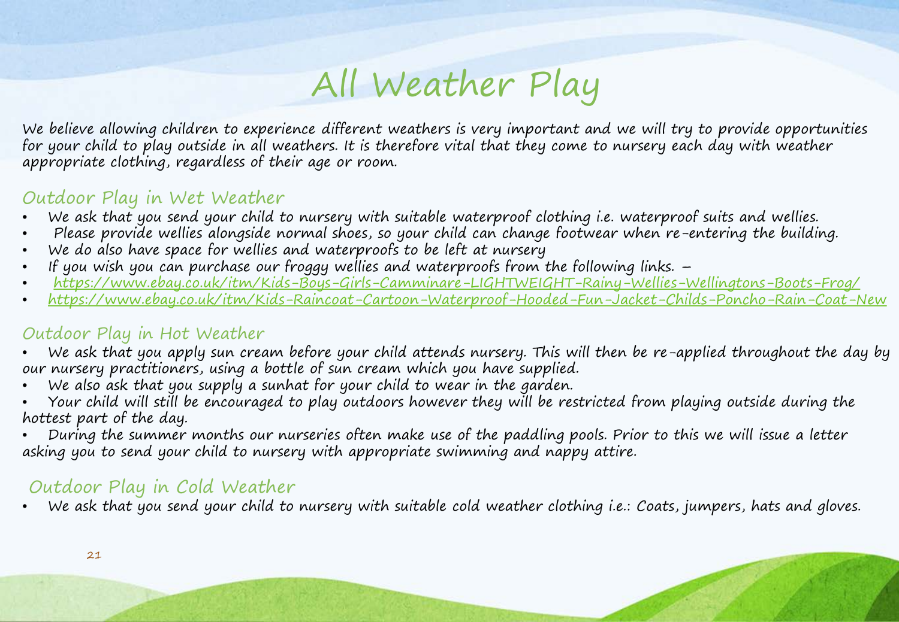# All Weather Play

We believe allowing children to experience different weathers is very important and we will try to provide opportunities for your child to play outside in all weathers. It is therefore vital that they come to nursery each day with weather appropriate clothing, regardless of their age or room.

## Outdoor Play in Wet Weather

- We ask that you send your child to nursery with suitable waterproof clothing i.e. waterproof suits and wellies.
- Please provide wellies alongside normal shoes, so your child can change footwear when re-entering the building.
- We do also have space for wellies and waterproofs to be left at nursery
- If you wish you can purchase our froggy wellies and waterproofs from the following links. –
- [https://www.ebay.co.uk/itm/Kids-Boys-Girls-Camminare-LIGHTWEIGHT-Rainy-Wellies-Wellingtons-Boots-Frog/](https://www.ebay.co.uk/itm/Kids-Boys-Girls-Camminare-LIGHTWEIGHT-Rainy-Wellies-Wellingtons-Boots-Frog/)
- [https://www.ebay.co.uk/itm/Kids-Raincoat-Cartoon-Waterproof-Hooded-Fun-Jacket-Childs-Poncho-Rain-Coat-New](https://www.ebay.co.uk/itm/Kids-Raincoat-Cartoon-Waterproof-Hooded-Fun-Jacket-Childs-Poncho-Rain-Coat-New)

## Outdoor Play in Hot Weather

- We ask that you apply sun cream before your child attends nursery. This will then be re-applied throughout the day by our nursery practitioners, using a bottle of sun cream which you have supplied.
- We also ask that you supply a sunhat for your child to wear in the garden.
- Your child will still be encouraged to play outdoors however they will be restricted from playing outside during the hottest part of the day.
- During the summer months our nurseries often make use of the paddling pools. Prior to this we will issue a letter asking you to send your child to nursery with appropriate swimming and nappy attire.

## Outdoor Play in Cold Weather

- We ask that you send your child to nursery with suitable cold weather clothing i.e.: Coats, jumpers, hats and gloves.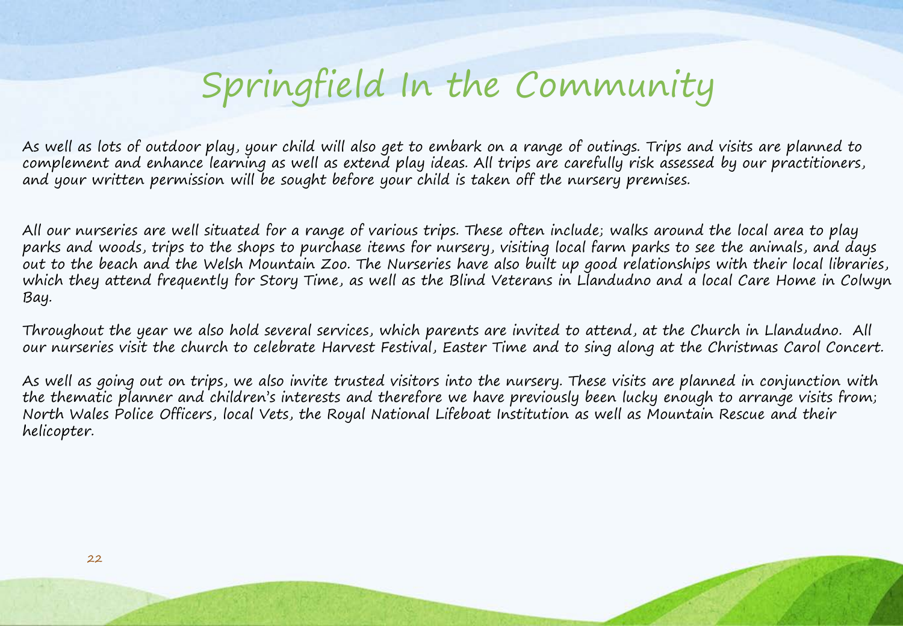# Springfield In the Community

As well as lots of outdoor play, your child will also get to embark on a range of outings. Trips and visits are planned to complement and enhance learning as well as extend play ideas. All trips are carefully risk assessed by our practitioners, and your written permission will be sought before your child is taken off the nursery premises.

All our nurseries are well situated for a range of various trips. These often include; walks around the local area to play parks and woods, trips to the shops to purchase items for nursery, visiting local farm parks to see the animals, and days out to the beach and the Welsh Mountain Zoo. The Nurseries have also built up good relationships with their local libraries, which they attend frequently for Story Time, as well as the Blind Veterans in Llandudno and a local Care Home in Colwyn Bay.

Throughout the year we also hold several services, which parents are invited to attend, at the Church in Llandudno. All our nurseries visit the church to celebrate Harvest Festival, Easter Time and to sing along at the Christmas Carol Concert.

As well as going out on trips, we also invite trusted visitors into the nursery. These visits are planned in conjunction with the thematic planner and children's interests and therefore we have previously been lucky enough to arrange visits from; North Wales Police Officers, local Vets, the Royal National Lifeboat Institution as well as Mountain Rescue and their helicopter.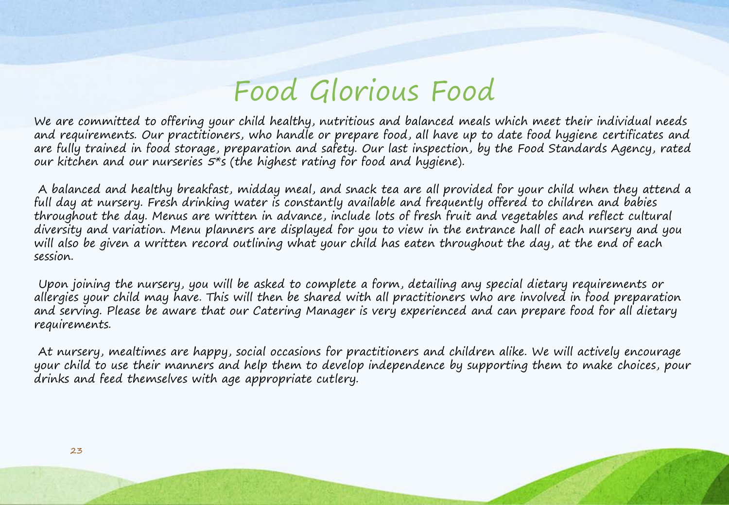# Food Glorious Food

We are committed to offering your child healthy, nutritious and balanced meals which meet their individual needs and requirements. Our practitioners, who handle or prepare food, all have up to date food hygiene certificates and are fully trained in food storage, preparation and safety. Our last inspection, by the Food Standards Agency, rated our kitchen and our nurseries 5*s (the highest rating for food and hygiene).

A balanced and healthy breakfast, midday meal, and snack tea are all provided for your child when they attend a full day at nursery. Fresh drinking water is constantly available and frequently offered to children and babies throughout the day. Menus are written in advance, include lots of fresh fruit and vegetables and reflect cultural diversity and variation. Menu planners are displayed for you to view in the entrance hall of each nursery and you will also be given a written record outlining what your child has eaten throughout the day, at the end of each session.

Upon joining the nursery, you will be asked to complete a form, detailing any special dietary requirements or allergies your child may have. This will then be shared with all practitioners who are involved in food preparation and serving. Please be aware that our Catering Manager is very experienced and can prepare food for all dietary requirements.

At nursery, mealtimes are happy, social occasions for practitioners and children alike. We will actively encourage your child to use their manners and help them to develop independence by supporting them to make choices, pour drinks and feed themselves with age appropriate cutlery.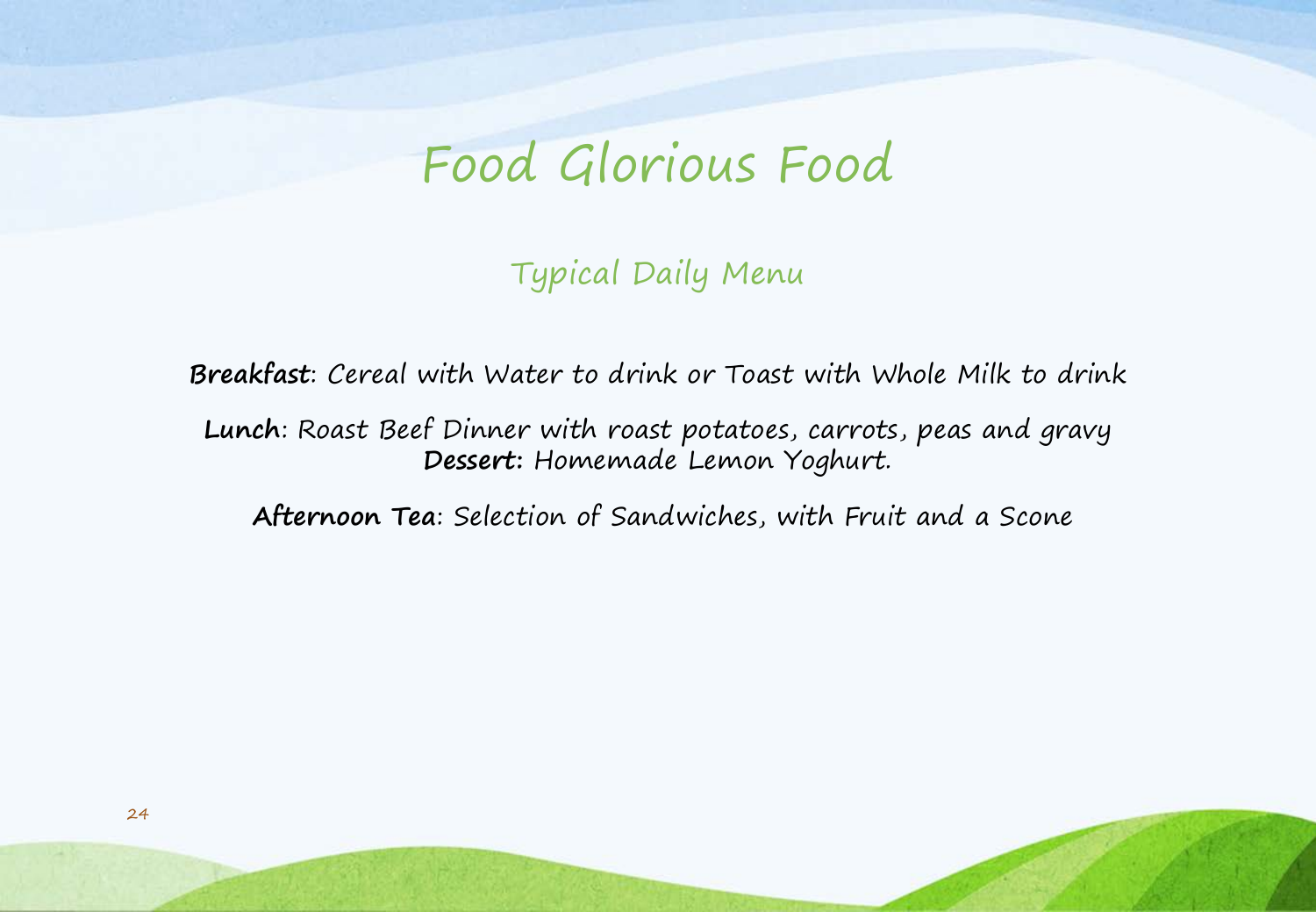# Food Glorious Food

## Typical Daily Menu

**Breakfast**: Cereal with Water to drink or Toast with Whole Milk to drink

**Lunch**: Roast Beef Dinner with roast potatoes, carrots, peas and gravy
**Dessert:** Homemade Lemon Yoghurt.

**Afternoon Tea**: Selection of Sandwiches, with Fruit and a Scone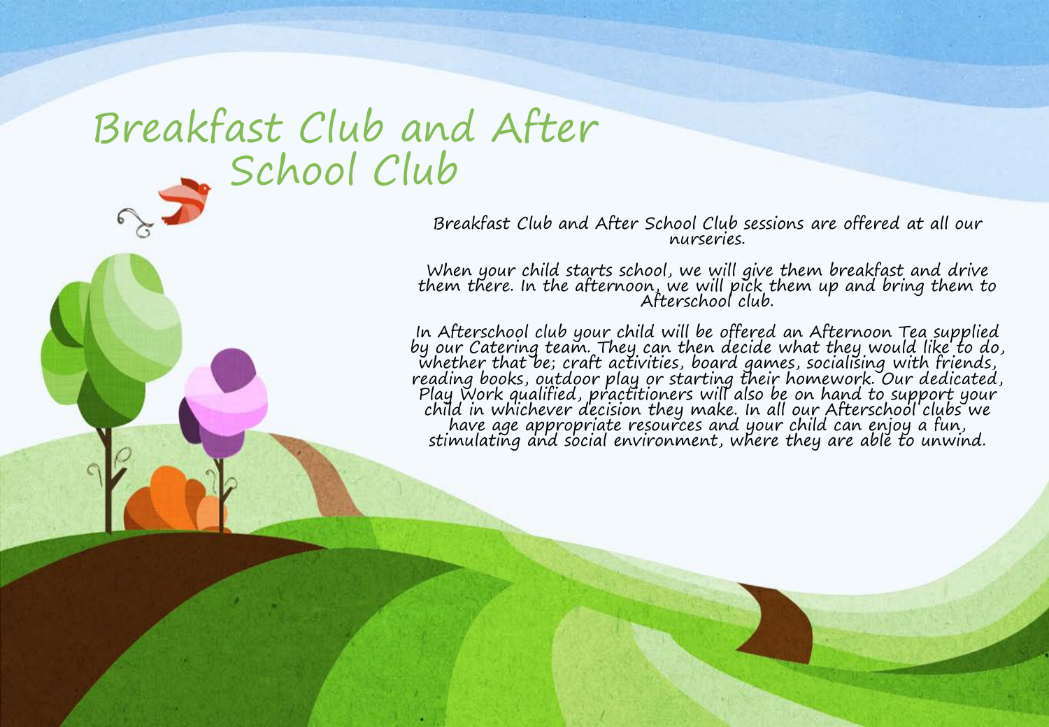# Breakfast Club and After School Club

Breakfast Club and After School Club sessions are offered at all our nurseries.

When your child starts school, we will give them breakfast and drive them there. In the afternoon, we will pick them up and bring them to Afterschool club.

In Afterschool club your child will be offered an Afternoon Tea supplied by our Catering team. They can then decide what they would like to do, whether that be; craft activities, board games, socialising with friends, reading books, outdoor play or starting their homework. Our dedicated, Play Work qualified, practitioners will also be on hand to support your child in whichever decision they make. In all our Afterschool clubs we have age appropriate resources and your child can enjoy a fun, stimulating and social environment, where they are able to unwind.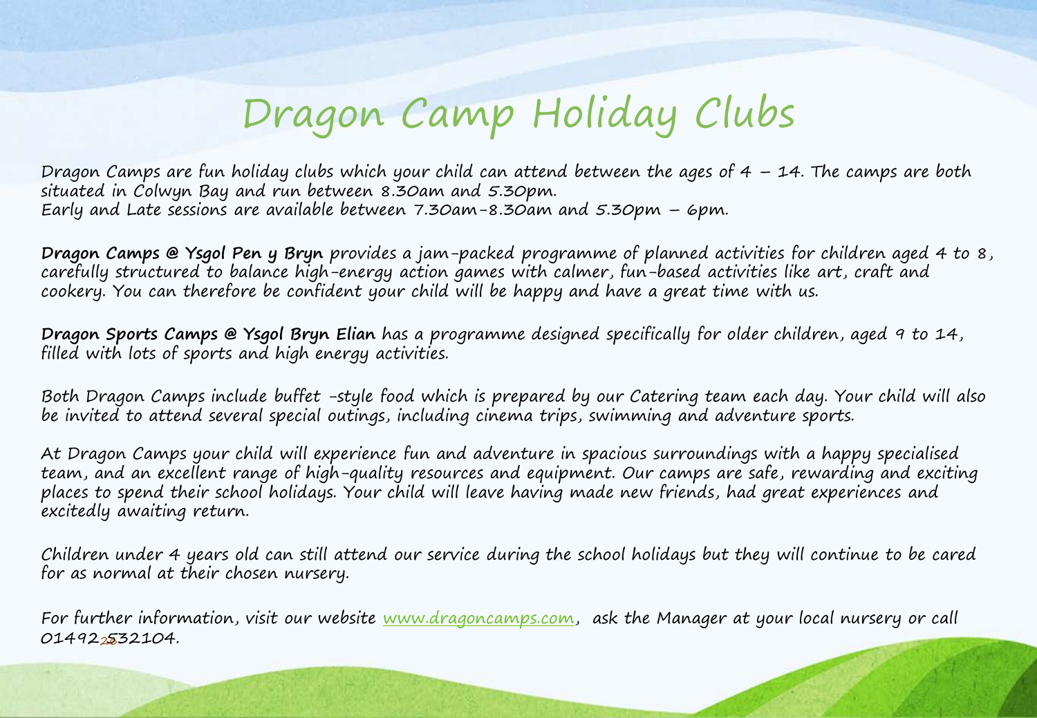# Dragon Camp Holiday Clubs

Dragon Camps are fun holiday clubs which your child can attend between the ages of 4 – 14. The camps are both situated in Colwyn Bay and run between 8.30am and 5.30pm.
Early and Late sessions are available between 7.30am-8.30am and 5.30pm – 6pm.

**Dragon Camps @ Ysgol Pen y Bryn** provides a jam-packed programme of planned activities for children aged 4 to 8, carefully structured to balance high-energy action games with calmer, fun-based activities like art, craft and cookery. You can therefore be confident your child will be happy and have a great time with us.

**Dragon Sports Camps @ Ysgol Bryn Elian** has a programme designed specifically for older children, aged 9 to 14, filled with lots of sports and high energy activities.

Both Dragon Camps include buffet -style food which is prepared by our Catering team each day. Your child will also be invited to attend several special outings, including cinema trips, swimming and adventure sports.

At Dragon Camps your child will experience fun and adventure in spacious surroundings with a happy specialised team, and an excellent range of high-quality resources and equipment. Our camps are safe, rewarding and exciting places to spend their school holidays. Your child will leave having made new friends, had great experiences and excitedly awaiting return.

Children under 4 years old can still attend our service during the school holidays but they will continue to be cared for as normal at their chosen nursery.

For further information, visit our website [www.dragoncamps.com](http://www.dragoncamps.com), ask the Manager at your local nursery or call 01492 532104.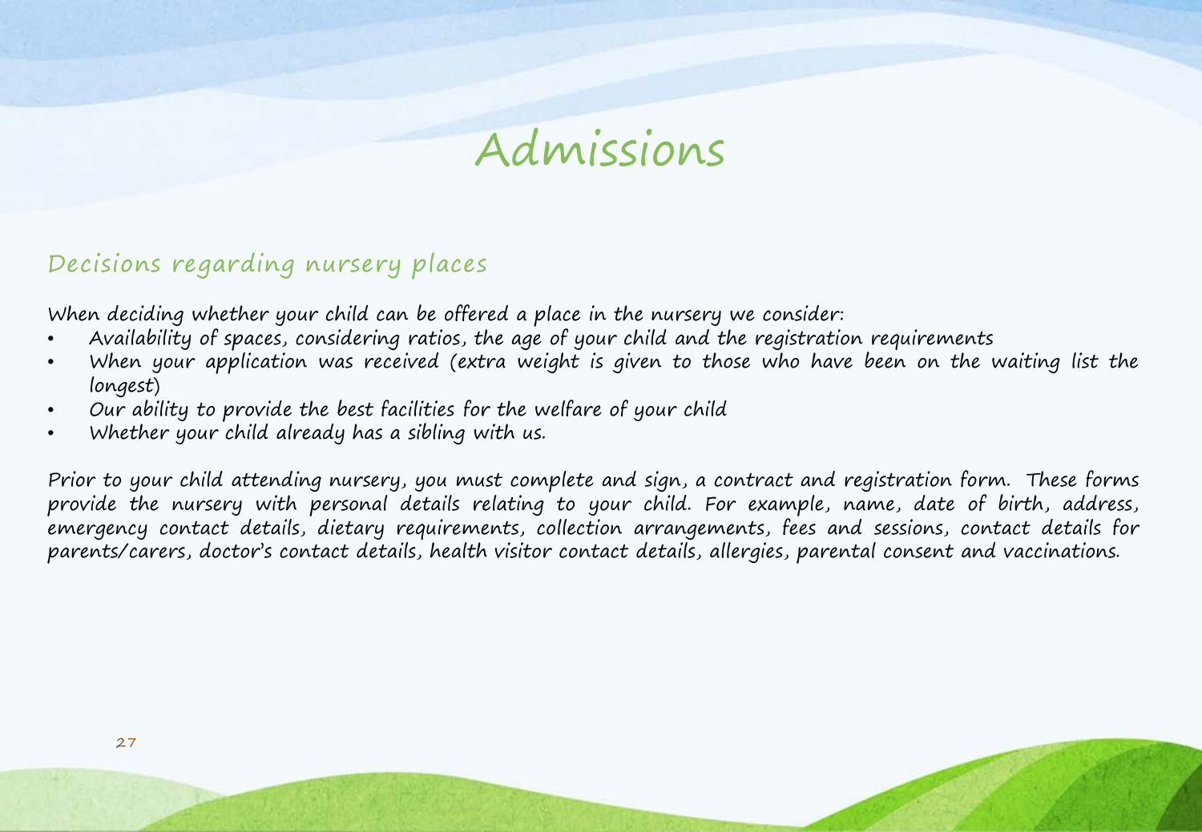# Admissions

## Decisions regarding nursery places

When deciding whether your child can be offered a place in the nursery we consider:

- Availability of spaces, considering ratios, the age of your child and the registration requirements
- When your application was received (extra weight is given to those who have been on the waiting list the longest)
- Our ability to provide the best facilities for the welfare of your child
- Whether your child already has a sibling with us.

Prior to your child attending nursery, you must complete and sign, a contract and registration form. These forms provide the nursery with personal details relating to your child. For example, name, date of birth, address, emergency contact details, dietary requirements, collection arrangements, fees and sessions, contact details for parents/carers, doctor's contact details, health visitor contact details, allergies, parental consent and vaccinations.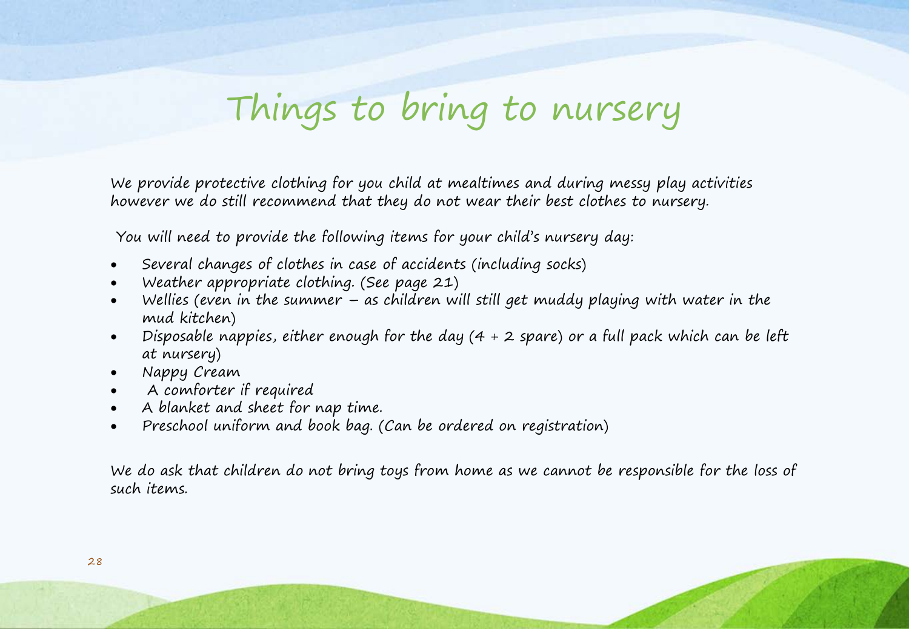# Things to bring to nursery

We provide protective clothing for you child at mealtimes and during messy play activities however we do still recommend that they do not wear their best clothes to nursery.

You will need to provide the following items for your child's nursery day:

- Several changes of clothes in case of accidents (including socks)
- Weather appropriate clothing. (See page 21)
- Wellies (even in the summer – as children will still get muddy playing with water in the mud kitchen)
- Disposable nappies, either enough for the day (4 + 2 spare) or a full pack which can be left at nursery)
- Nappy Cream
- A comforter if required
- A blanket and sheet for nap time.
- Preschool uniform and book bag. (Can be ordered on registration)

We do ask that children do not bring toys from home as we cannot be responsible for the loss of such items.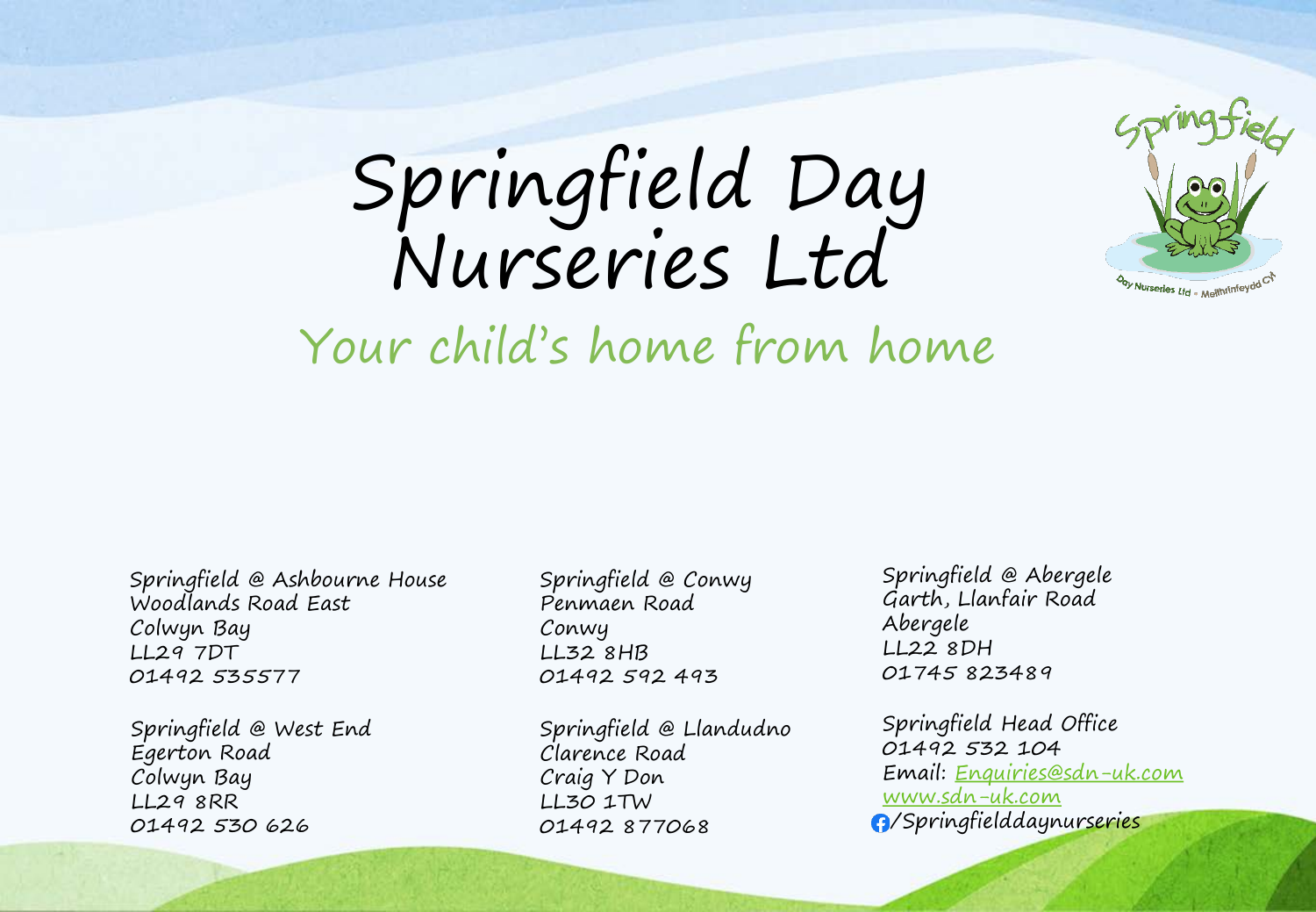# Springfield Day Nurseries Ltd

## Your child's home from home

Springfield @ Ashbourne House
Woodlands Road East
Colwyn Bay
LL29 7DT
01492 535577

Springfield @ West End
Egerton Road
Colwyn Bay
LL29 8RR
01492 530 626

Springfield @ Conwy
Penmaen Road
Conwy
LL32 8HB
01492 592 493

Springfield @ Llandudno
Clarence Road
Craig Y Don
LL30 1TW
01492 877068

Springfield @ Abergele
Garth, Llanfair Road
Abergele
LL22 8DH
01745 823489

Springfield Head Office
01492 532 104
Email: Enquiries@sdn-uk.com
www.sdn-uk.com
/Springfielddaynurseries